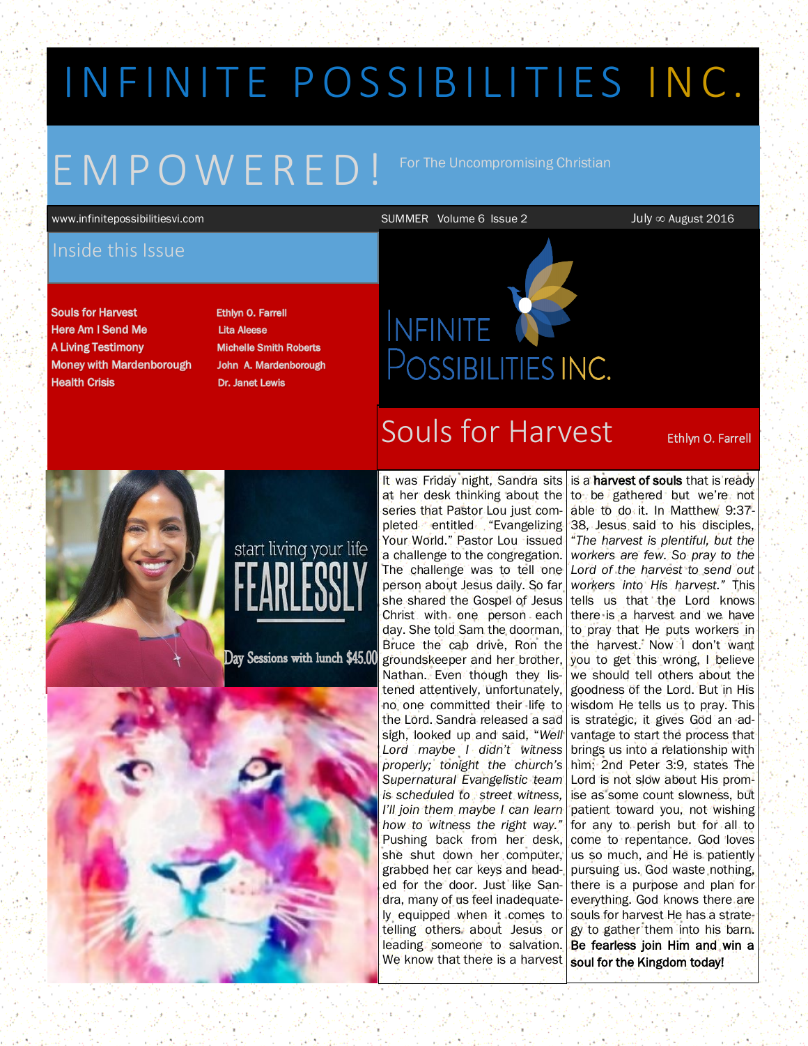# INFINITE POSSIBILITIES INC.

## EMPOWERED!

For The Uncompromising Christian

www.infinitepossibilitiesvi.com | SUMMER Volume 6 Issue 2 | July ∞ August 2016

### Inside this Issue

| | |
|---|---|
| Souls for Harvest | Ethlyn O. Farrell |
| Here Am I Send Me | Lita Aleese |
| A Living Testimony | Michelle Smith Roberts |
| Money with Mardenborough | John A. Mardenborough |
| Health Crisis | Dr. Janet Lewis |

start living your life FEARLESSLY

Day Sessions with lunch $45.00

## Souls for Harvest

Ethlyn O. Farrell

It was Friday night, Sandra sits at her desk thinking about the series that Pastor Lou just completed entitled "Evangelizing Your World." Pastor Lou issued a challenge to the congregation. The challenge was to tell one person about Jesus daily. So far she shared the Gospel of Jesus Christ with one person each day. She told Sam the doorman, Bruce the cab drive, Ron the groundskeeper and her brother, Nathan. Even though they listened attentively, unfortunately, no one committed their life to the Lord. Sandra released a sad sigh, looked up and said, "*Well Lord maybe I didn't witness properly; tonight the church's Supernatural Evangelistic team is scheduled to street witness, I'll join them maybe I can learn how to witness the right way.*" Pushing back from her desk, she shut down her computer, grabbed her car keys and headed for the door. Just like Sandra, many of us feel inadequately equipped when it comes to telling others about Jesus or leading someone to salvation. We know that there is a **harvest of souls** that is ready to be gathered but we're not able to do it. In Matthew 9:37-38, Jesus said to his disciples, "*The harvest is plentiful, but the workers are few. So pray to the Lord of the harvest to send out workers into His harvest.*" This tells us that the Lord knows there is a harvest and we have to pray that He puts workers in the harvest. Now I don't want you to get this wrong, I believe we should tell others about the goodness of the Lord. But in His wisdom He tells us to pray. This is strategic, it gives God an advantage to start the process that brings us into a relationship with him; 2nd Peter 3:9, states The Lord is not slow about His promise as some count slowness, but patient toward you, not wishing for any to perish but for all to come to repentance. God loves us so much, and He is patiently pursuing us. God waste nothing, there is a purpose and plan for everything. God knows there are souls for harvest He has a strategy to gather them into his barn. **Be fearless join Him and win a soul for the Kingdom today!**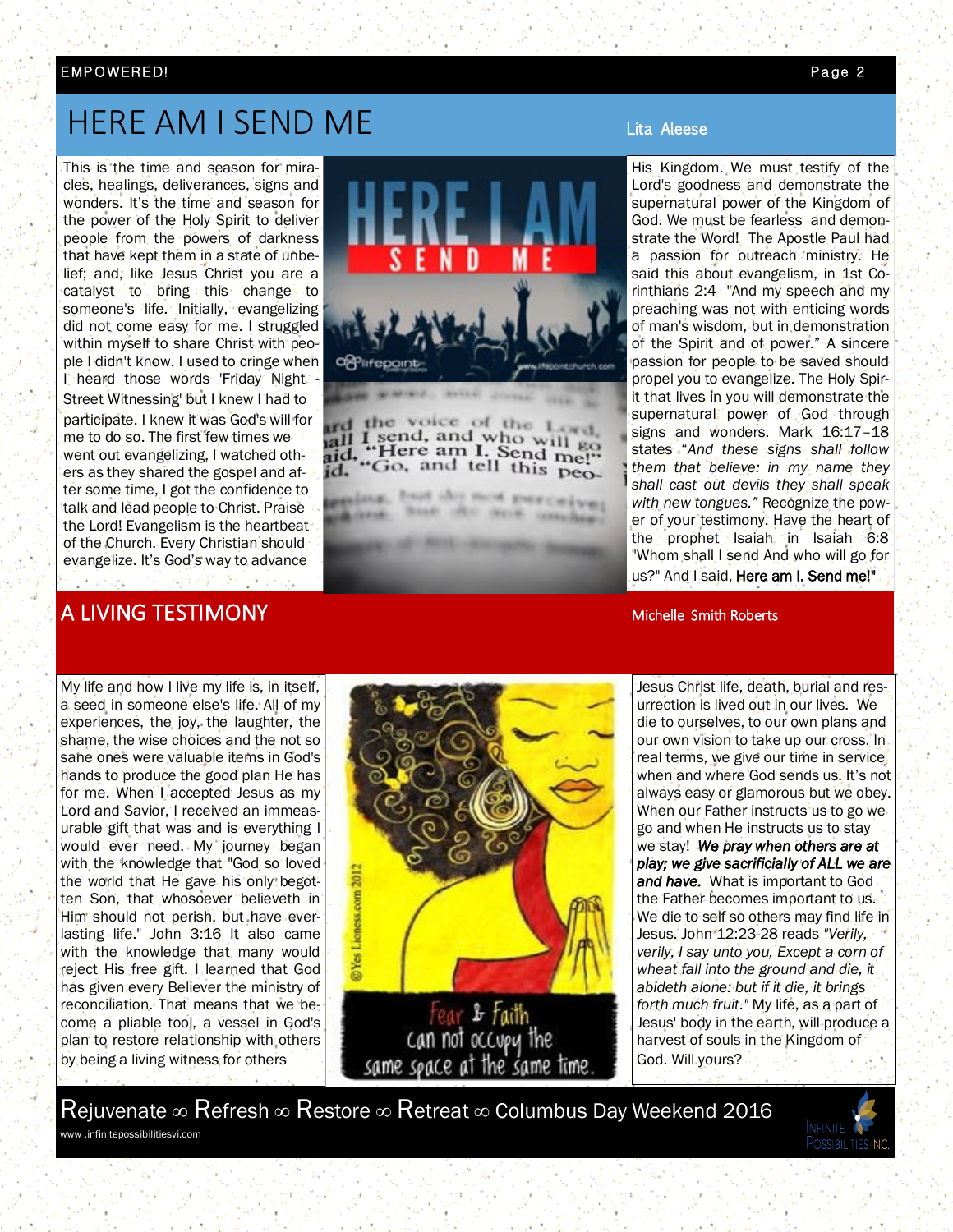## HERE AM I SEND ME

Lita Aleese

This is the time and season for miracles, healings, deliverances, signs and wonders. It's the time and season for the power of the Holy Spirit to deliver people from the powers of darkness that have kept them in a state of unbelief; and, like Jesus Christ you are a catalyst to bring this change to someone's life. Initially, evangelizing did not come easy for me. I struggled within myself to share Christ with people I didn't know. I used to cringe when I heard those words 'Friday Night - Street Witnessing' but I knew I had to participate. I knew it was God's will for me to do so. The first few times we went out evangelizing, I watched others as they shared the gospel and after some time, I got the confidence to talk and lead people to Christ. Praise the Lord! Evangelism is the heartbeat of the Church. Every Christian should evangelize. It's God's way to advance His Kingdom. We must testify of the Lord's goodness and demonstrate the supernatural power of the Kingdom of God. We must be fearless and demonstrate the Word! The Apostle Paul had a passion for outreach ministry. He said this about evangelism, in 1st Corinthians 2:4 "And my speech and my preaching was not with enticing words of man's wisdom, but in demonstration of the Spirit and of power." A sincere passion for people to be saved should propel you to evangelize. The Holy Spirit that lives in you will demonstrate the supernatural power of God through signs and wonders. Mark 16:17–18 states *"And these signs shall follow them that believe: in my name they shall cast out devils they shall speak with new tongues."* Recognize the power of your testimony. Have the heart of the prophet Isaiah in Isaiah 6:8 "Whom shall I send And who will go for us?" And I said, **Here am I. Send me!"**

## A LIVING TESTIMONY

Michelle Smith Roberts

My life and how I live my life is, in itself, a seed in someone else's life. All of my experiences, the joy, the laughter, the shame, the wise choices and the not so sane ones were valuable items in God's hands to produce the good plan He has for me. When I accepted Jesus as my Lord and Savior, I received an immeasurable gift that was and is everything I would ever need. My journey began with the knowledge that "God so loved the world that He gave his only begotten Son, that whosoever believeth in Him should not perish, but have everlasting life." John 3:16 It also came with the knowledge that many would reject His free gift. I learned that God has given every Believer the ministry of reconciliation. That means that we become a pliable tool, a vessel in God's plan to restore relationship with others by being a living witness for others Jesus Christ life, death, burial and resurrection is lived out in our lives. We die to ourselves, to our own plans and our own vision to take up our cross. In real terms, we give our time in service when and where God sends us. It's not always easy or glamorous but we obey. When our Father instructs us to go we go and when He instructs us to stay we stay! ***We pray when others are at play; we give sacrificially of ALL we are and have.*** What is important to God the Father becomes important to us. We die to self so others may find life in Jesus. John 12:23-28 reads *"Verily, verily, I say unto you, Except a corn of wheat fall into the ground and die, it abideth alone: but if it die, it brings forth much fruit."* My life, as a part of Jesus' body in the earth, will produce a harvest of souls in the Kingdom of God. Will yours?

Rejuvenate ∞ Refresh ∞ Restore ∞ Retreat ∞ Columbus Day Weekend 2016

www .infinitepossibilitiesvi.com

Infinite Possibilities Inc.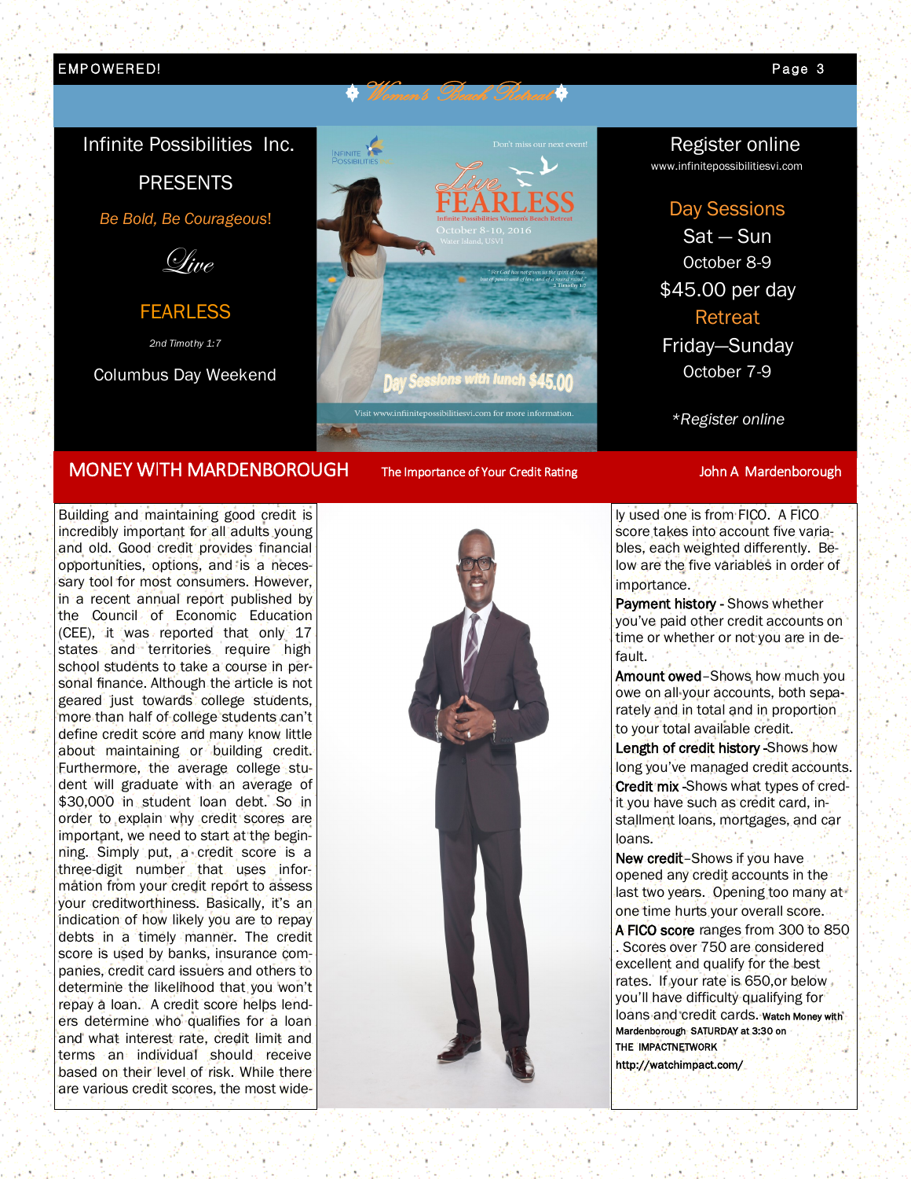## Women's Beach Retreat

Infinite Possibilities Inc.

PRESENTS

*Be Bold, Be Courageous!*

*Live*

FEARLESS

*2nd Timothy 1:7*

Columbus Day Weekend

Register online
www.infinitepossibilitiesvi.com

**Day Sessions**

Sat — Sun

October 8-9

$45.00 per day

**Retreat**

Friday—Sunday

October 7-9

*\*Register online*

## MONEY WITH MARDENBOROUGH

**The Importance of Your Credit Rating**

John A Mardenborough

Building and maintaining good credit is incredibly important for all adults young and old. Good credit provides financial opportunities, options, and is a necessary tool for most consumers. However, in a recent annual report published by the Council of Economic Education (CEE), it was reported that only 17 states and territories require high school students to take a course in personal finance. Although the article is not geared just towards college students, more than half of college students can't define credit score and many know little about maintaining or building credit. Furthermore, the average college student will graduate with an average of $30,000 in student loan debt. So in order to explain why credit scores are important, we need to start at the beginning. Simply put, a credit score is a three-digit number that uses information from your credit report to assess your creditworthiness. Basically, it's an indication of how likely you are to repay debts in a timely manner. The credit score is used by banks, insurance companies, credit card issuers and others to determine the likelihood that you won't repay a loan. A credit score helps lenders determine who qualifies for a loan and what interest rate, credit limit and terms an individual should receive based on their level of risk. While there are various credit scores, the most widely used one is from FICO. A FICO score takes into account five variables, each weighted differently. Below are the five variables in order of importance.

**Payment history** - Shows whether you've paid other credit accounts on time or whether or not you are in default.

**Amount owed**–Shows how much you owe on all your accounts, both separately and in total and in proportion to your total available credit.

**Length of credit history** -Shows how long you've managed credit accounts.

**Credit mix** -Shows what types of credit you have such as credit card, installment loans, mortgages, and car loans.

**New credit**–Shows if you have opened any credit accounts in the last two years. Opening too many at one time hurts your overall score.

**A FICO score** ranges from 300 to 850 . Scores over 750 are considered excellent and qualify for the best rates. If your rate is 650,or below you'll have difficulty qualifying for loans and credit cards. **Watch Money with Mardenborough SATURDAY at 3:30 on THE IMPACTNETWORK http://watchimpact.com/**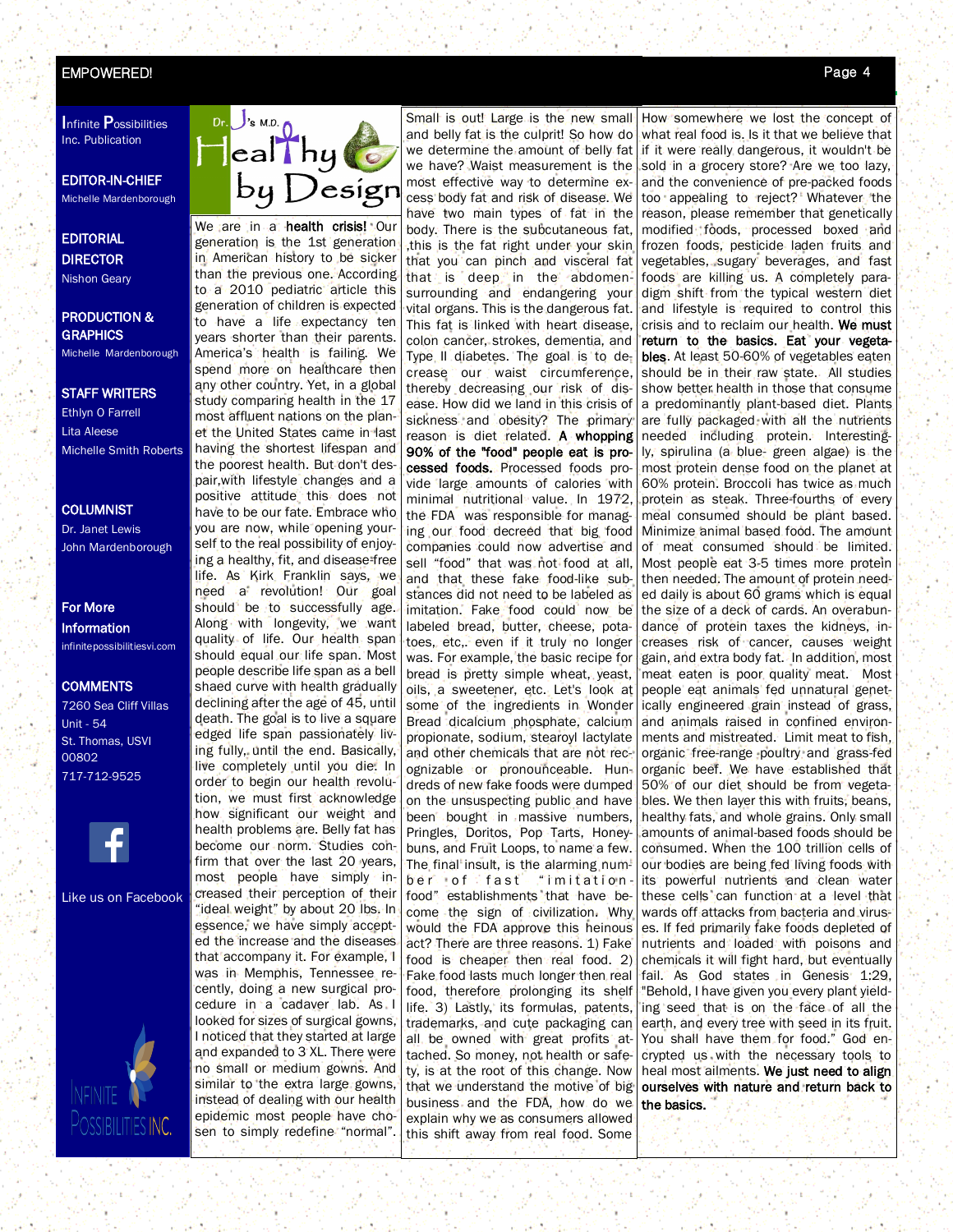Infinite Possibilities Inc. Publication

**EDITOR-IN-CHIEF**
Michelle Mardenborough

**EDITORIAL DIRECTOR**
Nishon Geary

**PRODUCTION & GRAPHICS**
Michelle Mardenborough

**STAFF WRITERS**
Ethlyn O Farrell
Lita Aleese
Michelle Smith Roberts

**COLUMNIST**
Dr. Janet Lewis
John Mardenborough

**For More Information**
infinitepossibilitiesvi.com

**COMMENTS**
7260 Sea Cliff Villas
Unit - 54
St. Thomas, USVI
00802
717-712-9525

Like us on Facebook

# Dr. J's M.D. Healthy by Design

We are in a **health crisis!** Our generation is the 1st generation in American history to be sicker than the previous one. According to a 2010 pediatric article this generation of children is expected to have a life expectancy ten years shorter than their parents. America's health is failing. We spend more on healthcare then any other country. Yet, in a global study comparing health in the 17 most affluent nations on the planet the United States came in last having the shortest lifespan and the poorest health. But don't despair,with lifestyle changes and a positive attitude this does not have to be our fate. Embrace who you are now, while opening yourself to the real possibility of enjoying a healthy, fit, and disease-free life. As Kirk Franklin says, we need a revolution! Our goal should be to successfully age. Along with longevity, we want quality of life. Our health span should equal our life span. Most people describe life span as a bell shaed curve with health gradually declining after the age of 45, until death. The goal is to live a square edged life span passionately living fully, until the end. Basically, live completely until you die. In order to begin our health revolution, we must first acknowledge how significant our weight and health problems are. Belly fat has become our norm. Studies confirm that over the last 20 years, most people have simply increased their perception of their "ideal weight" by about 20 lbs. In essence, we have simply accepted the increase and the diseases that accompany it. For example, I was in Memphis, Tennessee recently, doing a new surgical procedure in a cadaver lab. As I looked for sizes of surgical gowns, I noticed that they started at large and expanded to 3 XL. There were no small or medium gowns. And similar to the extra large gowns, instead of dealing with our health epidemic most people have chosen to simply redefine "normal". Small is out! Large is the new small and belly fat is the culprit! So how do we determine the amount of belly fat we have? Waist measurement is the most effective way to determine excess body fat and risk of disease. We have two main types of fat in the body. There is the subcutaneous fat, ,this is the fat right under your skin that you can pinch and visceral fat that is deep in the abdomen-surrounding and endangering your vital organs. This is the dangerous fat. This fat is linked with heart disease, colon cancer, strokes, dementia, and Type II diabetes. The goal is to decrease our waist circumference, thereby decreasing our risk of disease. How did we land in this crisis of sickness and obesity? The primary reason is diet related. **A whopping 90% of the "food" people eat is processed foods.** Processed foods provide large amounts of calories with minimal nutritional value. In 1972, the FDA was responsible for managing our food decreed that big food companies could now advertise and sell "food" that was not food at all, and that these fake food-like substances did not need to be labeled as imitation. Fake food could now be labeled bread, butter, cheese, potatoes, etc., even if it truly no longer was. For example, the basic recipe for bread is pretty simple wheat, yeast, oils, a sweetener, etc. Let's look at some of the ingredients in Wonder Bread dicalcium phosphate, calcium propionate, sodium, stearoyl lactylate and other chemicals that are not recognizable or pronounceable. Hundreds of new fake foods were dumped on the unsuspecting public and have been bought in massive numbers, Pringles, Doritos, Pop Tarts, Honey-buns, and Fruit Loops, to name a few. The final insult, is the alarming number of fast "imitation-food" establishments that have become the sign of civilization. Why would the FDA approve this heinous act? There are three reasons. 1) Fake food is cheaper then real food. 2) Fake food lasts much longer then real food, therefore prolonging its shelf life. 3) Lastly, its formulas, patents, trademarks, and cute packaging can all be owned with great profits attached. So money, not health or safety, is at the root of this change. Now that we understand the motive of big business and the FDA, how do we explain why we as consumers allowed this shift away from real food. Some how somewhere we lost the concept of what real food is. Is it that we believe that if it were really dangerous, it wouldn't be sold in a grocery store? Are we too lazy, and the convenience of pre-packed foods too appealing to reject? Whatever the reason, please remember that genetically modified foods, processed boxed and frozen foods, pesticide laden fruits and vegetables, sugary beverages, and fast foods are killing us. A completely paradigm shift from the typical western diet and lifestyle is required to control this crisis and to reclaim our health. **We must return to the basics. Eat your vegetables.** At least 50-60% of vegetables eaten should be in their raw state. All studies show better health in those that consume a predominantly plant-based diet. Plants are fully packaged with all the nutrients needed including protein. Interestingly, spirulina (a blue- green algae) is the most protein dense food on the planet at 60% protein. Broccoli has twice as much protein as steak. Three-fourths of every meal consumed should be plant based. Minimize animal based food. The amount of meat consumed should be limited. Most people eat 3-5 times more protein then needed. The amount of protein needed daily is about 60 grams which is equal the size of a deck of cards. An overabundance of protein taxes the kidneys, increases risk of cancer, causes weight gain, and extra body fat. In addition, most meat eaten is poor quality meat. Most people eat animals fed unnatural genetically engineered grain instead of grass, and animals raised in confined environments and mistreated. Limit meat to fish, organic free-range poultry and grass-fed organic beef. We have established that 50% of our diet should be from vegetables. We then layer this with fruits, beans, healthy fats, and whole grains. Only small amounts of animal-based foods should be consumed. When the 100 trillion cells of our bodies are being fed living foods with its powerful nutrients and clean water these cells can function at a level that wards off attacks from bacteria and viruses. If fed primarily fake foods depleted of nutrients and loaded with poisons and chemicals it will fight hard, but eventually fail. As God states in Genesis 1:29, "Behold, I have given you every plant yielding seed that is on the face of all the earth, and every tree with seed in its fruit. You shall have them for food." God encrypted us with the necessary tools to heal most ailments. **We just need to align ourselves with nature and return back to the basics.**

INFINITE POSSIBILITIES INC.